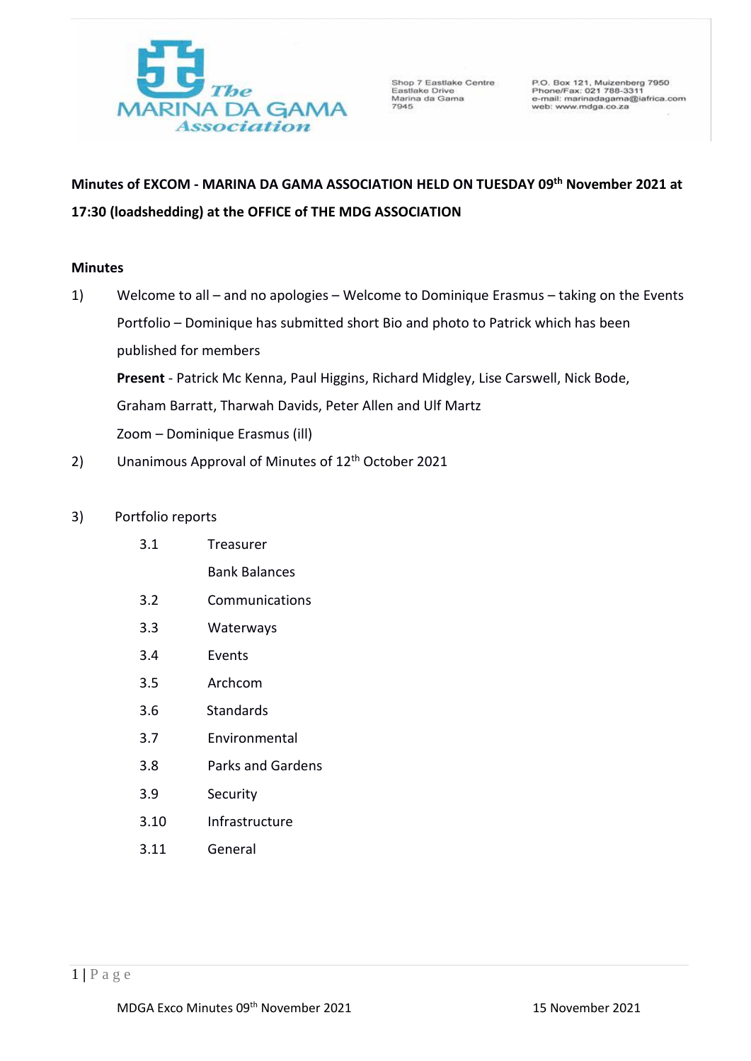The Marina da Gama Association

Shop 7 Eastlake Centre
Eastlake Drive
Marina da Gama
7945

P.O. Box 121, Muizenberg 7950
Phone/Fax: 021 788-3311
e-mail: marinadagama@iafrica.com
web: www.mdga.co.za

**Minutes of EXCOM - MARINA DA GAMA ASSOCIATION HELD ON TUESDAY 09th November 2021 at 17:30 (loadshedding) at the OFFICE of THE MDG ASSOCIATION**

**Minutes**

1) Welcome to all – and no apologies – Welcome to Dominique Erasmus – taking on the Events Portfolio – Dominique has submitted short Bio and photo to Patrick which has been published for members

   **Present** - Patrick Mc Kenna, Paul Higgins, Richard Midgley, Lise Carswell, Nick Bode, Graham Barratt, Tharwah Davids, Peter Allen and Ulf Martz

   Zoom – Dominique Erasmus (ill)

2) Unanimous Approval of Minutes of 12th October 2021

3) Portfolio reports

   3.1 Treasurer
   
   Bank Balances

   3.2 Communications

   3.3 Waterways

   3.4 Events

   3.5 Archcom

   3.6 Standards

   3.7 Environmental

   3.8 Parks and Gardens

   3.9 Security

   3.10 Infrastructure

   3.11 General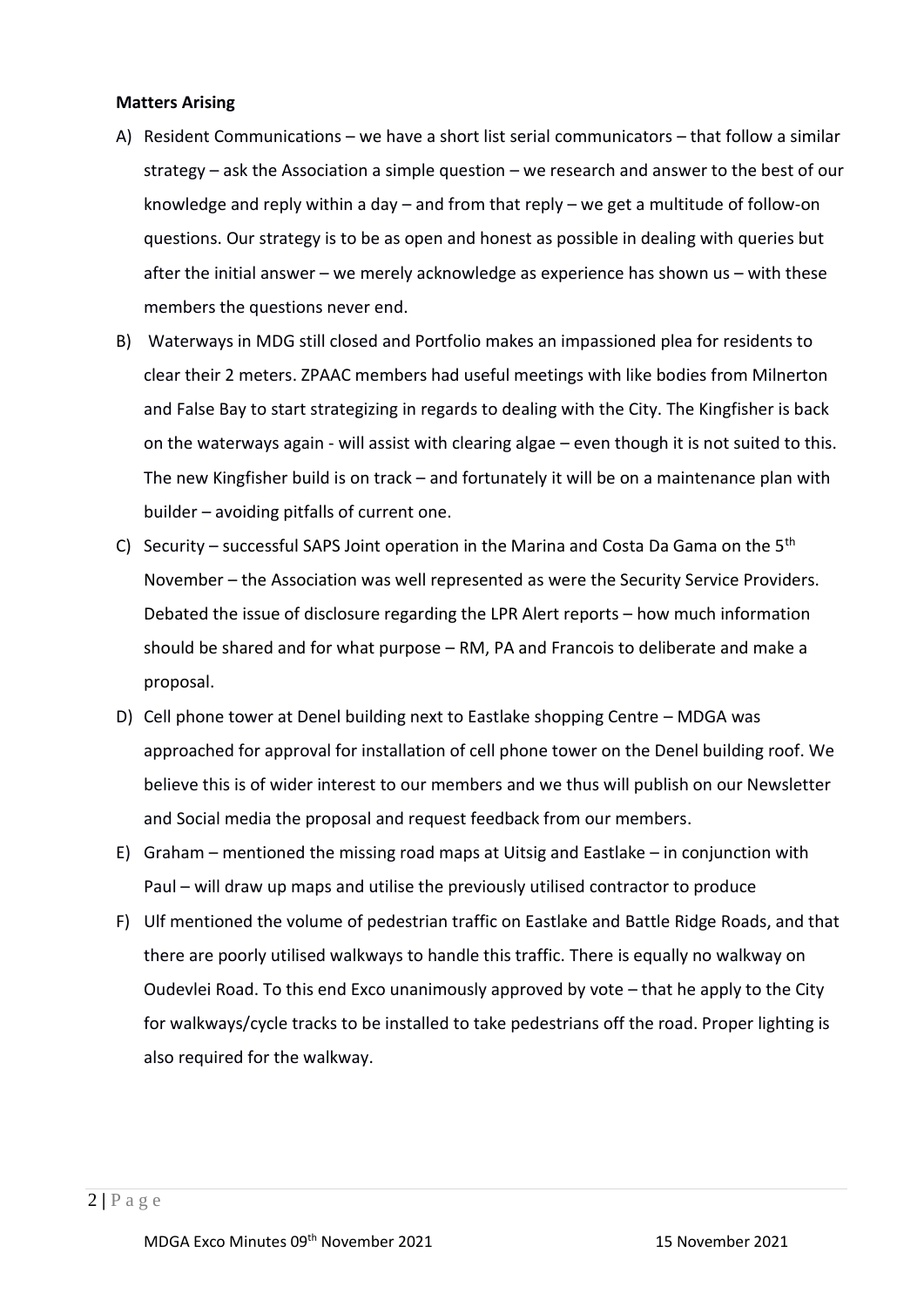**Matters Arising**

A) Resident Communications – we have a short list serial communicators – that follow a similar strategy – ask the Association a simple question – we research and answer to the best of our knowledge and reply within a day – and from that reply – we get a multitude of follow-on questions. Our strategy is to be as open and honest as possible in dealing with queries but after the initial answer – we merely acknowledge as experience has shown us – with these members the questions never end.

B) Waterways in MDG still closed and Portfolio makes an impassioned plea for residents to clear their 2 meters. ZPAAC members had useful meetings with like bodies from Milnerton and False Bay to start strategizing in regards to dealing with the City. The Kingfisher is back on the waterways again - will assist with clearing algae – even though it is not suited to this. The new Kingfisher build is on track – and fortunately it will be on a maintenance plan with builder – avoiding pitfalls of current one.

C) Security – successful SAPS Joint operation in the Marina and Costa Da Gama on the 5th November – the Association was well represented as were the Security Service Providers. Debated the issue of disclosure regarding the LPR Alert reports – how much information should be shared and for what purpose – RM, PA and Francois to deliberate and make a proposal.

D) Cell phone tower at Denel building next to Eastlake shopping Centre – MDGA was approached for approval for installation of cell phone tower on the Denel building roof. We believe this is of wider interest to our members and we thus will publish on our Newsletter and Social media the proposal and request feedback from our members.

E) Graham – mentioned the missing road maps at Uitsig and Eastlake – in conjunction with Paul – will draw up maps and utilise the previously utilised contractor to produce

F) Ulf mentioned the volume of pedestrian traffic on Eastlake and Battle Ridge Roads, and that there are poorly utilised walkways to handle this traffic. There is equally no walkway on Oudevlei Road. To this end Exco unanimously approved by vote – that he apply to the City for walkways/cycle tracks to be installed to take pedestrians off the road. Proper lighting is also required for the walkway.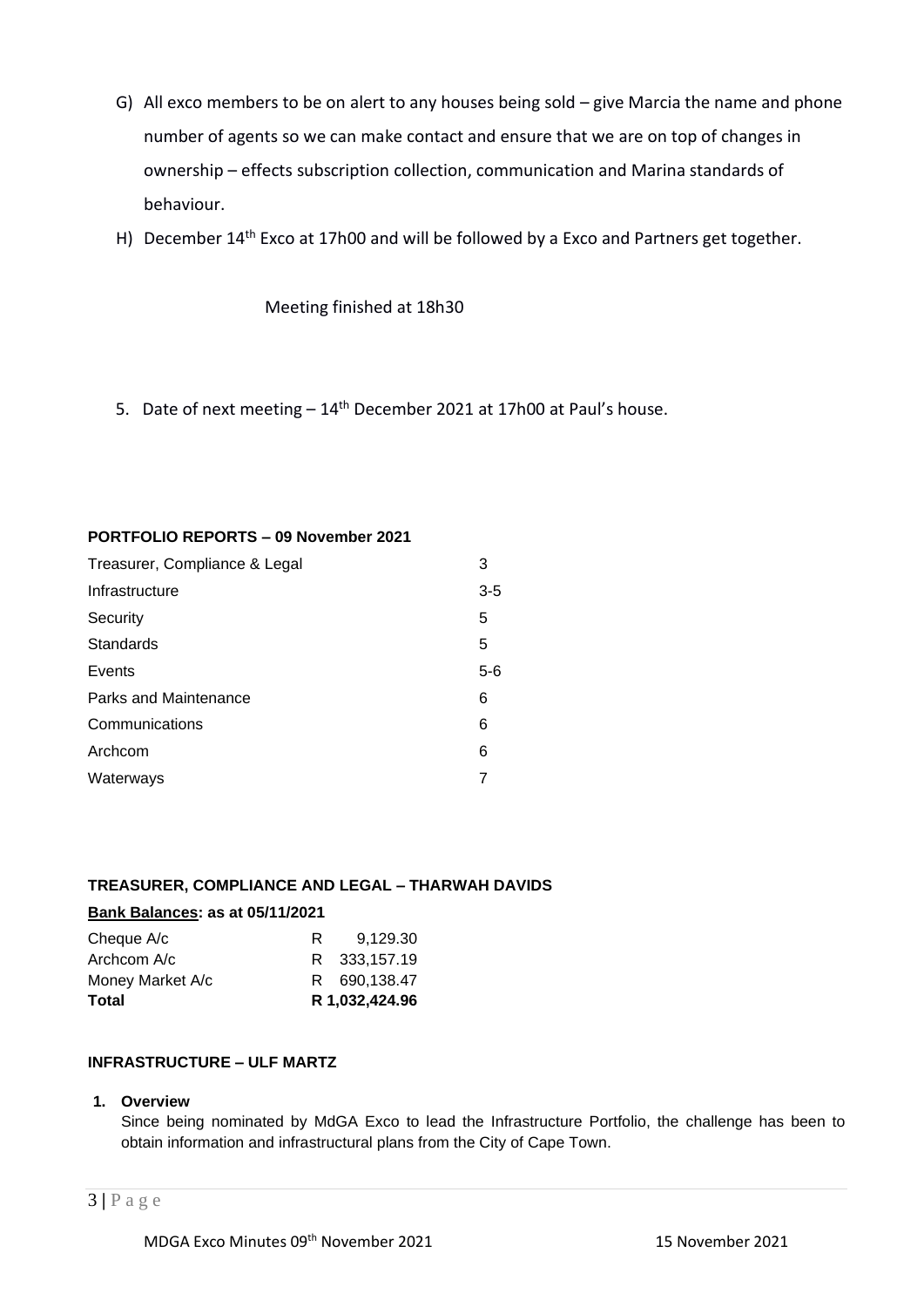G) All exco members to be on alert to any houses being sold – give Marcia the name and phone number of agents so we can make contact and ensure that we are on top of changes in ownership – effects subscription collection, communication and Marina standards of behaviour.

H) December 14th Exco at 17h00 and will be followed by a Exco and Partners get together.

Meeting finished at 18h30

5. Date of next meeting – 14th December 2021 at 17h00 at Paul's house.

**PORTFOLIO REPORTS – 09 November 2021**

| | |
|---|---|
| Treasurer, Compliance & Legal | 3 |
| Infrastructure | 3-5 |
| Security | 5 |
| Standards | 5 |
| Events | 5-6 |
| Parks and Maintenance | 6 |
| Communications | 6 |
| Archcom | 6 |
| Waterways | 7 |

**TREASURER, COMPLIANCE AND LEGAL – THARWAH DAVIDS**

**Bank Balances: as at 05/11/2021**

| | |
|---|---|
| Cheque A/c | R 9,129.30 |
| Archcom A/c | R 333,157.19 |
| Money Market A/c | R 690,138.47 |
| **Total** | **R 1,032,424.96** |

**INFRASTRUCTURE – ULF MARTZ**

**1. Overview**

Since being nominated by MdGA Exco to lead the Infrastructure Portfolio, the challenge has been to obtain information and infrastructural plans from the City of Cape Town.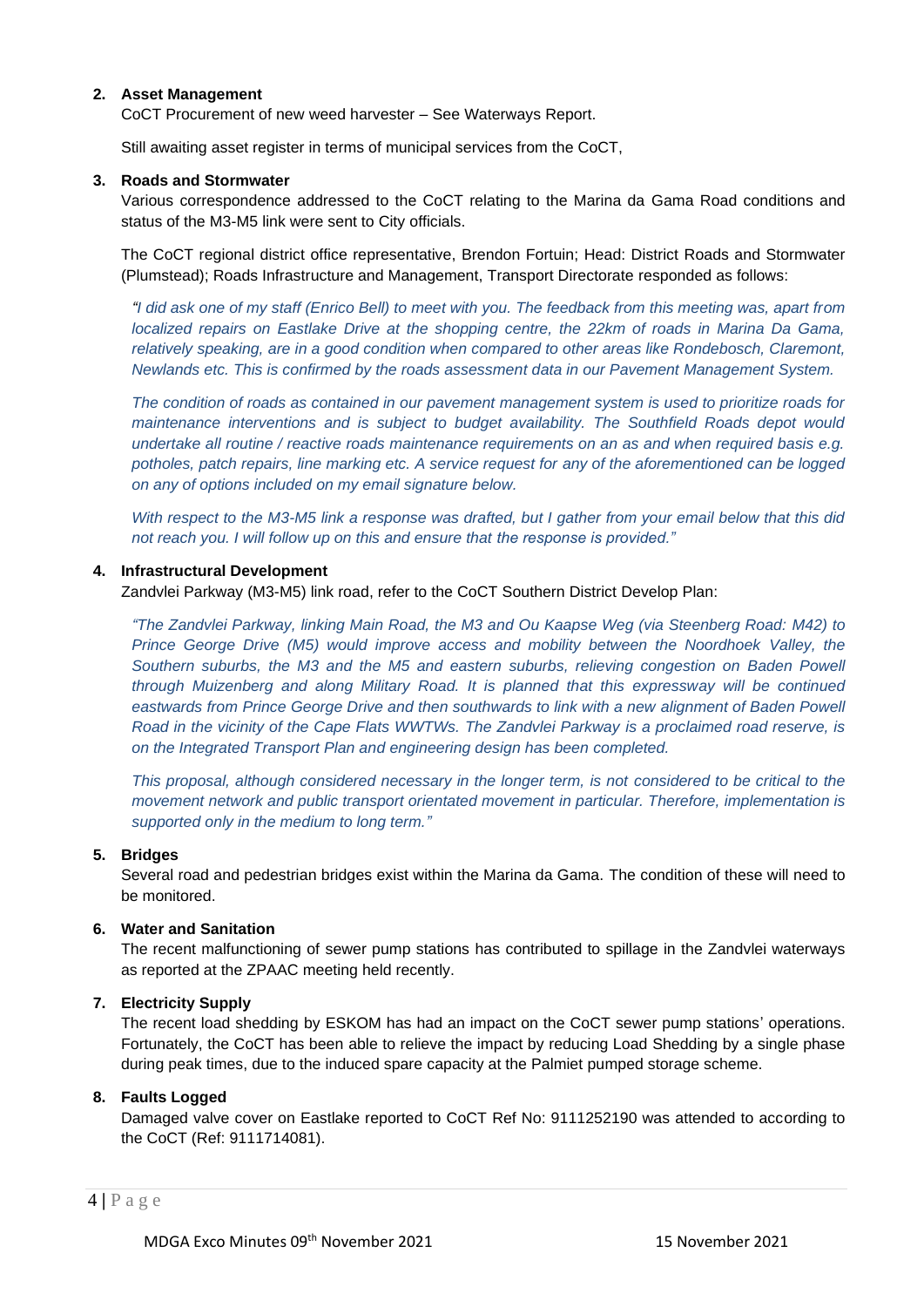2. **Asset Management**
   CoCT Procurement of new weed harvester – See Waterways Report.

   Still awaiting asset register in terms of municipal services from the CoCT,

3. **Roads and Stormwater**
   Various correspondence addressed to the CoCT relating to the Marina da Gama Road conditions and status of the M3-M5 link were sent to City officials.

   The CoCT regional district office representative, Brendon Fortuin; Head: District Roads and Stormwater (Plumstead); Roads Infrastructure and Management, Transport Directorate responded as follows:

   *"I did ask one of my staff (Enrico Bell) to meet with you. The feedback from this meeting was, apart from localized repairs on Eastlake Drive at the shopping centre, the 22km of roads in Marina Da Gama, relatively speaking, are in a good condition when compared to other areas like Rondebosch, Claremont, Newlands etc. This is confirmed by the roads assessment data in our Pavement Management System.*

   *The condition of roads as contained in our pavement management system is used to prioritize roads for maintenance interventions and is subject to budget availability. The Southfield Roads depot would undertake all routine / reactive roads maintenance requirements on an as and when required basis e.g. potholes, patch repairs, line marking etc. A service request for any of the aforementioned can be logged on any of options included on my email signature below.*

   *With respect to the M3-M5 link a response was drafted, but I gather from your email below that this did not reach you. I will follow up on this and ensure that the response is provided."*

4. **Infrastructural Development**
   Zandvlei Parkway (M3-M5) link road, refer to the CoCT Southern District Develop Plan:

   *"The Zandvlei Parkway, linking Main Road, the M3 and Ou Kaapse Weg (via Steenberg Road: M42) to Prince George Drive (M5) would improve access and mobility between the Noordhoek Valley, the Southern suburbs, the M3 and the M5 and eastern suburbs, relieving congestion on Baden Powell through Muizenberg and along Military Road. It is planned that this expressway will be continued eastwards from Prince George Drive and then southwards to link with a new alignment of Baden Powell Road in the vicinity of the Cape Flats WWTWs. The Zandvlei Parkway is a proclaimed road reserve, is on the Integrated Transport Plan and engineering design has been completed.*

   *This proposal, although considered necessary in the longer term, is not considered to be critical to the movement network and public transport orientated movement in particular. Therefore, implementation is supported only in the medium to long term."*

5. **Bridges**
   Several road and pedestrian bridges exist within the Marina da Gama. The condition of these will need to be monitored.

6. **Water and Sanitation**
   The recent malfunctioning of sewer pump stations has contributed to spillage in the Zandvlei waterways as reported at the ZPAAC meeting held recently.

7. **Electricity Supply**
   The recent load shedding by ESKOM has had an impact on the CoCT sewer pump stations' operations. Fortunately, the CoCT has been able to relieve the impact by reducing Load Shedding by a single phase during peak times, due to the induced spare capacity at the Palmiet pumped storage scheme.

8. **Faults Logged**
   Damaged valve cover on Eastlake reported to CoCT Ref No: 9111252190 was attended to according to the CoCT (Ref: 9111714081).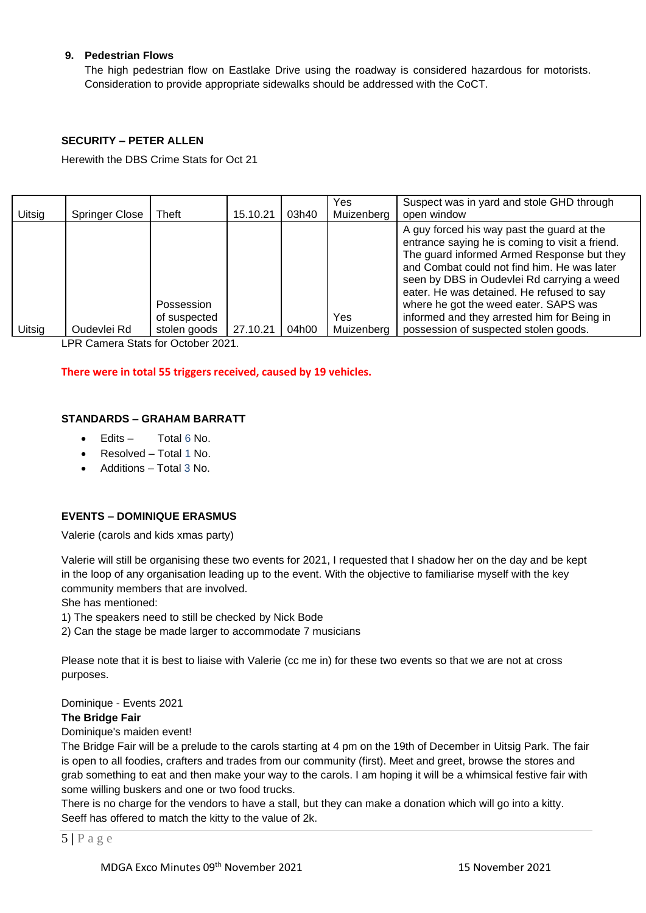9. **Pedestrian Flows**

   The high pedestrian flow on Eastlake Drive using the roadway is considered hazardous for motorists. Consideration to provide appropriate sidewalks should be addressed with the CoCT.

**SECURITY – PETER ALLEN**

Herewith the DBS Crime Stats for Oct 21

| | | | | | | |
|---|---|---|---|---|---|---|
| Uitsig | Springer Close | Theft | 15.10.21 | 03h40 | Yes Muizenberg | Suspect was in yard and stole GHD through open window |
| Uitsig | Oudevlei Rd | Possession of suspected stolen goods | 27.10.21 | 04h00 | Yes Muizenberg | A guy forced his way past the guard at the entrance saying he is coming to visit a friend. The guard informed Armed Response but they and Combat could not find him. He was later seen by DBS in Oudevlei Rd carrying a weed eater. He was detained. He refused to say where he got the weed eater. SAPS was informed and they arrested him for Being in possession of suspected stolen goods. |

LPR Camera Stats for October 2021.

**There were in total 55 triggers received, caused by 19 vehicles.**

**STANDARDS – GRAHAM BARRATT**

- Edits – Total 6 No.
- Resolved – Total 1 No.
- Additions – Total 3 No.

**EVENTS – DOMINIQUE ERASMUS**

Valerie (carols and kids xmas party)

Valerie will still be organising these two events for 2021, I requested that I shadow her on the day and be kept in the loop of any organisation leading up to the event. With the objective to familiarise myself with the key community members that are involved.

She has mentioned:

1) The speakers need to still be checked by Nick Bode
2) Can the stage be made larger to accommodate 7 musicians

Please note that it is best to liaise with Valerie (cc me in) for these two events so that we are not at cross purposes.

Dominique - Events 2021

**The Bridge Fair**

Dominique's maiden event!

The Bridge Fair will be a prelude to the carols starting at 4 pm on the 19th of December in Uitsig Park. The fair is open to all foodies, crafters and trades from our community (first). Meet and greet, browse the stores and grab something to eat and then make your way to the carols. I am hoping it will be a whimsical festive fair with some willing buskers and one or two food trucks.

There is no charge for the vendors to have a stall, but they can make a donation which will go into a kitty. Seeff has offered to match the kitty to the value of 2k.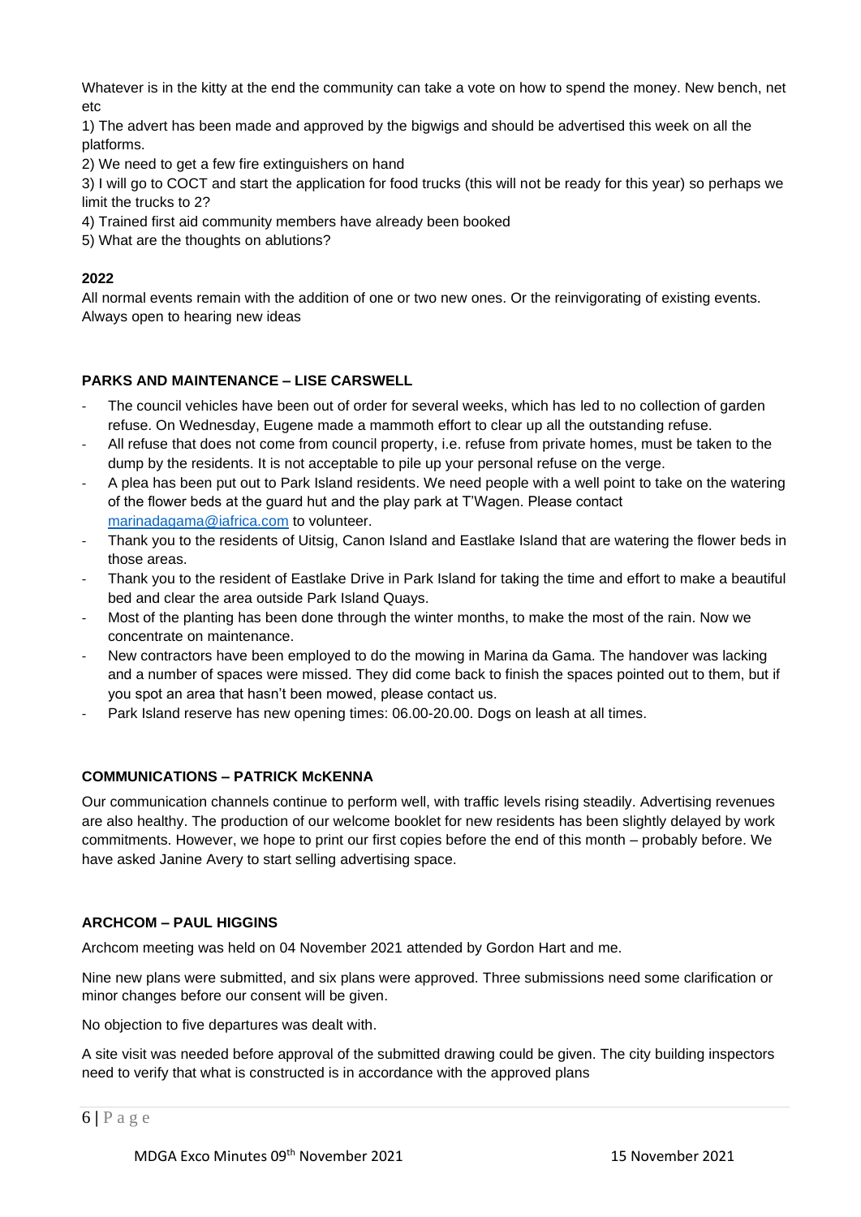Whatever is in the kitty at the end the community can take a vote on how to spend the money. New bench, net etc

1) The advert has been made and approved by the bigwigs and should be advertised this week on all the platforms.
2) We need to get a few fire extinguishers on hand
3) I will go to COCT and start the application for food trucks (this will not be ready for this year) so perhaps we limit the trucks to 2?
4) Trained first aid community members have already been booked
5) What are the thoughts on ablutions?

**2022**

All normal events remain with the addition of one or two new ones. Or the reinvigorating of existing events. Always open to hearing new ideas

**PARKS AND MAINTENANCE – LISE CARSWELL**

- The council vehicles have been out of order for several weeks, which has led to no collection of garden refuse. On Wednesday, Eugene made a mammoth effort to clear up all the outstanding refuse.
- All refuse that does not come from council property, i.e. refuse from private homes, must be taken to the dump by the residents. It is not acceptable to pile up your personal refuse on the verge.
- A plea has been put out to Park Island residents. We need people with a well point to take on the watering of the flower beds at the guard hut and the play park at T'Wagen. Please contact marinadagama@iafrica.com to volunteer.
- Thank you to the residents of Uitsig, Canon Island and Eastlake Island that are watering the flower beds in those areas.
- Thank you to the resident of Eastlake Drive in Park Island for taking the time and effort to make a beautiful bed and clear the area outside Park Island Quays.
- Most of the planting has been done through the winter months, to make the most of the rain. Now we concentrate on maintenance.
- New contractors have been employed to do the mowing in Marina da Gama. The handover was lacking and a number of spaces were missed. They did come back to finish the spaces pointed out to them, but if you spot an area that hasn't been mowed, please contact us.
- Park Island reserve has new opening times: 06.00-20.00. Dogs on leash at all times.

**COMMUNICATIONS – PATRICK McKENNA**

Our communication channels continue to perform well, with traffic levels rising steadily. Advertising revenues are also healthy. The production of our welcome booklet for new residents has been slightly delayed by work commitments. However, we hope to print our first copies before the end of this month – probably before. We have asked Janine Avery to start selling advertising space.

**ARCHCOM – PAUL HIGGINS**

Archcom meeting was held on 04 November 2021 attended by Gordon Hart and me.

Nine new plans were submitted, and six plans were approved. Three submissions need some clarification or minor changes before our consent will be given.

No objection to five departures was dealt with.

A site visit was needed before approval of the submitted drawing could be given. The city building inspectors need to verify that what is constructed is in accordance with the approved plans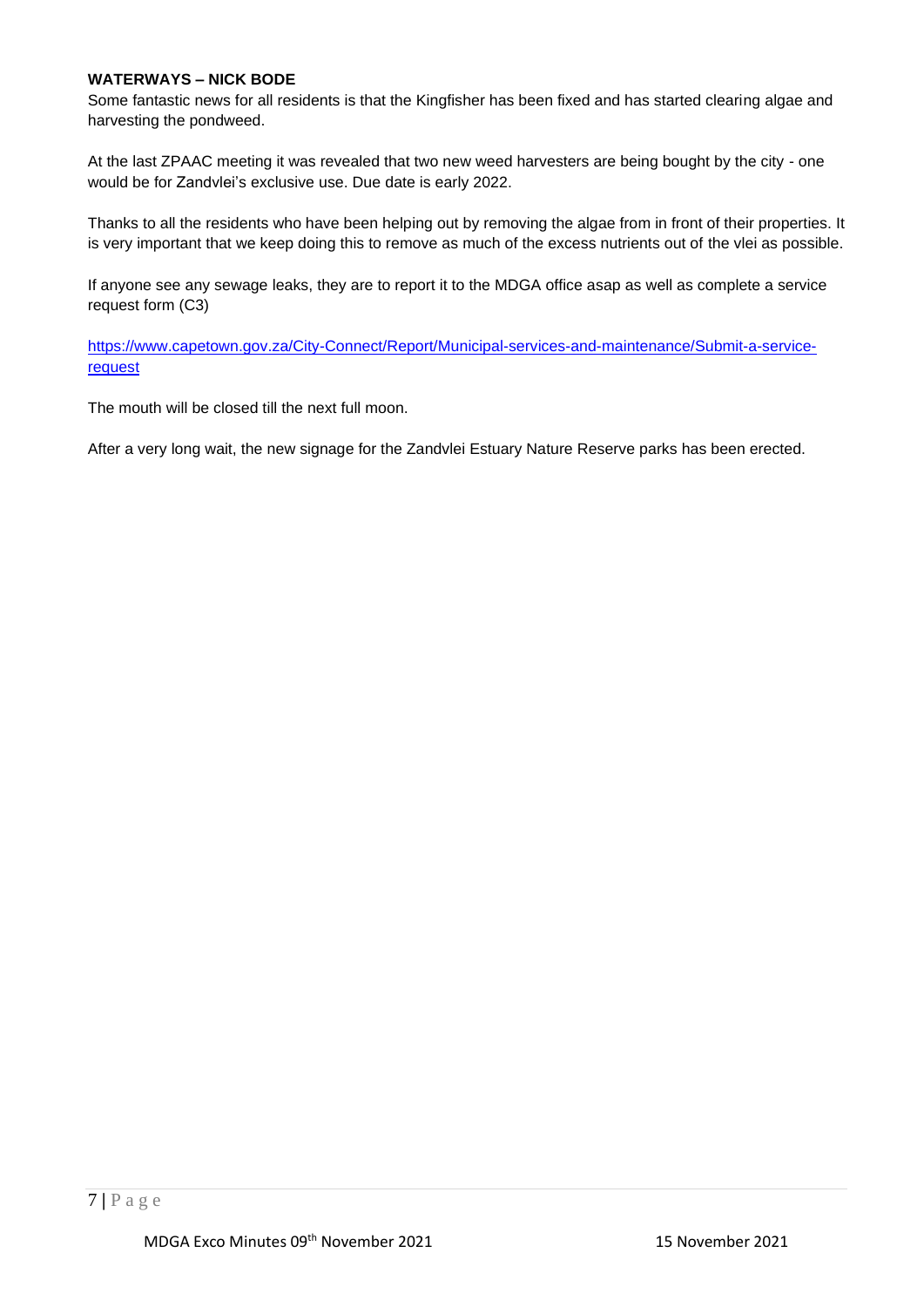**WATERWAYS – NICK BODE**

Some fantastic news for all residents is that the Kingfisher has been fixed and has started clearing algae and harvesting the pondweed.

At the last ZPAAC meeting it was revealed that two new weed harvesters are being bought by the city - one would be for Zandvlei's exclusive use. Due date is early 2022.

Thanks to all the residents who have been helping out by removing the algae from in front of their properties. It is very important that we keep doing this to remove as much of the excess nutrients out of the vlei as possible.

If anyone see any sewage leaks, they are to report it to the MDGA office asap as well as complete a service request form (C3)

https://www.capetown.gov.za/City-Connect/Report/Municipal-services-and-maintenance/Submit-a-service-request

The mouth will be closed till the next full moon.

After a very long wait, the new signage for the Zandvlei Estuary Nature Reserve parks has been erected.